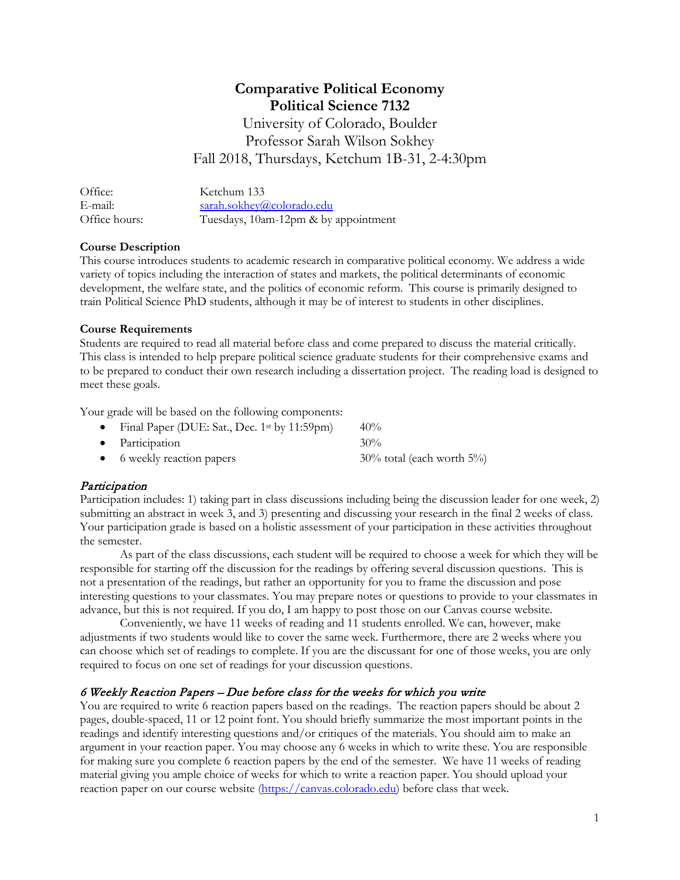# Comparative Political Economy
## Political Science 7132

University of Colorado, Boulder
Professor Sarah Wilson Sokhey
Fall 2018, Thursdays, Ketchum 1B-31, 2-4:30pm

Office: Ketchum 133
E-mail: sarah.sokhey@colorado.edu
Office hours: Tuesdays, 10am-12pm & by appointment

**Course Description**

This course introduces students to academic research in comparative political economy. We address a wide variety of topics including the interaction of states and markets, the political determinants of economic development, the welfare state, and the politics of economic reform. This course is primarily designed to train Political Science PhD students, although it may be of interest to students in other disciplines.

**Course Requirements**

Students are required to read all material before class and come prepared to discuss the material critically. This class is intended to help prepare political science graduate students for their comprehensive exams and to be prepared to conduct their own research including a dissertation project. The reading load is designed to meet these goals.

Your grade will be based on the following components:

- Final Paper (DUE: Sat., Dec. 1st by 11:59pm) 40%
- Participation 30%
- 6 weekly reaction papers 30% total (each worth 5%)

*Participation*

Participation includes: 1) taking part in class discussions including being the discussion leader for one week, 2) submitting an abstract in week 3, and 3) presenting and discussing your research in the final 2 weeks of class. Your participation grade is based on a holistic assessment of your participation in these activities throughout the semester.

As part of the class discussions, each student will be required to choose a week for which they will be responsible for starting off the discussion for the readings by offering several discussion questions. This is not a presentation of the readings, but rather an opportunity for you to frame the discussion and pose interesting questions to your classmates. You may prepare notes or questions to provide to your classmates in advance, but this is not required. If you do, I am happy to post those on our Canvas course website.

Conveniently, we have 11 weeks of reading and 11 students enrolled. We can, however, make adjustments if two students would like to cover the same week. Furthermore, there are 2 weeks where you can choose which set of readings to complete. If you are the discussant for one of those weeks, you are only required to focus on one set of readings for your discussion questions.

*6 Weekly Reaction Papers – Due before class for the weeks for which you write*

You are required to write 6 reaction papers based on the readings. The reaction papers should be about 2 pages, double-spaced, 11 or 12 point font. You should briefly summarize the most important points in the readings and identify interesting questions and/or critiques of the materials. You should aim to make an argument in your reaction paper. You may choose any 6 weeks in which to write these. You are responsible for making sure you complete 6 reaction papers by the end of the semester. We have 11 weeks of reading material giving you ample choice of weeks for which to write a reaction paper. You should upload your reaction paper on our course website (https://canvas.colorado.edu) before class that week.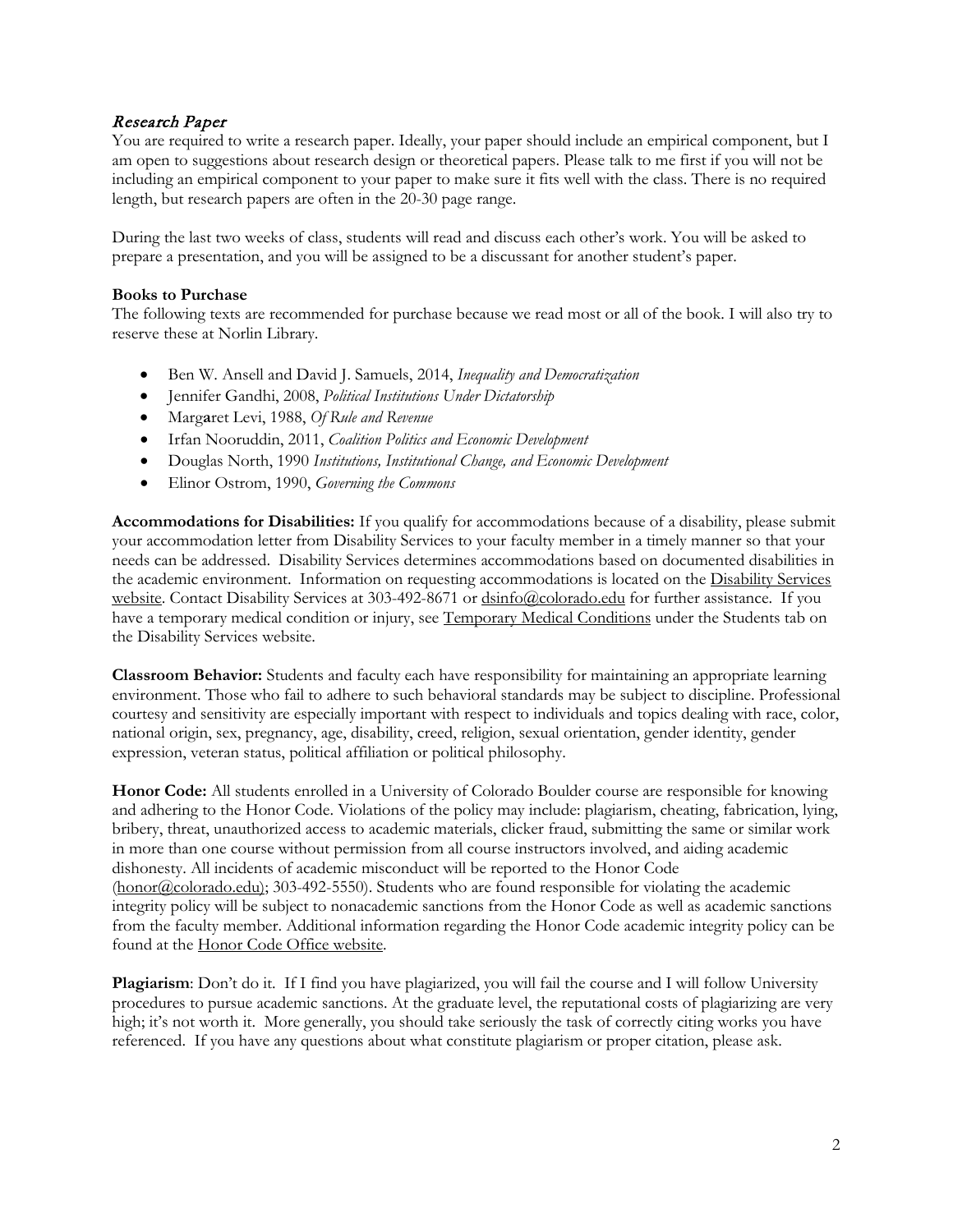## *Research Paper*

You are required to write a research paper. Ideally, your paper should include an empirical component, but I am open to suggestions about research design or theoretical papers. Please talk to me first if you will not be including an empirical component to your paper to make sure it fits well with the class. There is no required length, but research papers are often in the 20-30 page range.

During the last two weeks of class, students will read and discuss each other's work. You will be asked to prepare a presentation, and you will be assigned to be a discussant for another student's paper.

**Books to Purchase**

The following texts are recommended for purchase because we read most or all of the book. I will also try to reserve these at Norlin Library.

- Ben W. Ansell and David J. Samuels, 2014, *Inequality and Democratization*
- Jennifer Gandhi, 2008, *Political Institutions Under Dictatorship*
- Margaret Levi, 1988, *Of Rule and Revenue*
- Irfan Nooruddin, 2011, *Coalition Politics and Economic Development*
- Douglas North, 1990 *Institutions, Institutional Change, and Economic Development*
- Elinor Ostrom, 1990, *Governing the Commons*

**Accommodations for Disabilities:** If you qualify for accommodations because of a disability, please submit your accommodation letter from Disability Services to your faculty member in a timely manner so that your needs can be addressed. Disability Services determines accommodations based on documented disabilities in the academic environment. Information on requesting accommodations is located on the Disability Services website. Contact Disability Services at 303-492-8671 or dsinfo@colorado.edu for further assistance. If you have a temporary medical condition or injury, see Temporary Medical Conditions under the Students tab on the Disability Services website.

**Classroom Behavior:** Students and faculty each have responsibility for maintaining an appropriate learning environment. Those who fail to adhere to such behavioral standards may be subject to discipline. Professional courtesy and sensitivity are especially important with respect to individuals and topics dealing with race, color, national origin, sex, pregnancy, age, disability, creed, religion, sexual orientation, gender identity, gender expression, veteran status, political affiliation or political philosophy.

**Honor Code:** All students enrolled in a University of Colorado Boulder course are responsible for knowing and adhering to the Honor Code. Violations of the policy may include: plagiarism, cheating, fabrication, lying, bribery, threat, unauthorized access to academic materials, clicker fraud, submitting the same or similar work in more than one course without permission from all course instructors involved, and aiding academic dishonesty. All incidents of academic misconduct will be reported to the Honor Code (honor@colorado.edu); 303-492-5550). Students who are found responsible for violating the academic integrity policy will be subject to nonacademic sanctions from the Honor Code as well as academic sanctions from the faculty member. Additional information regarding the Honor Code academic integrity policy can be found at the Honor Code Office website.

**Plagiarism**: Don't do it. If I find you have plagiarized, you will fail the course and I will follow University procedures to pursue academic sanctions. At the graduate level, the reputational costs of plagiarizing are very high; it's not worth it. More generally, you should take seriously the task of correctly citing works you have referenced. If you have any questions about what constitute plagiarism or proper citation, please ask.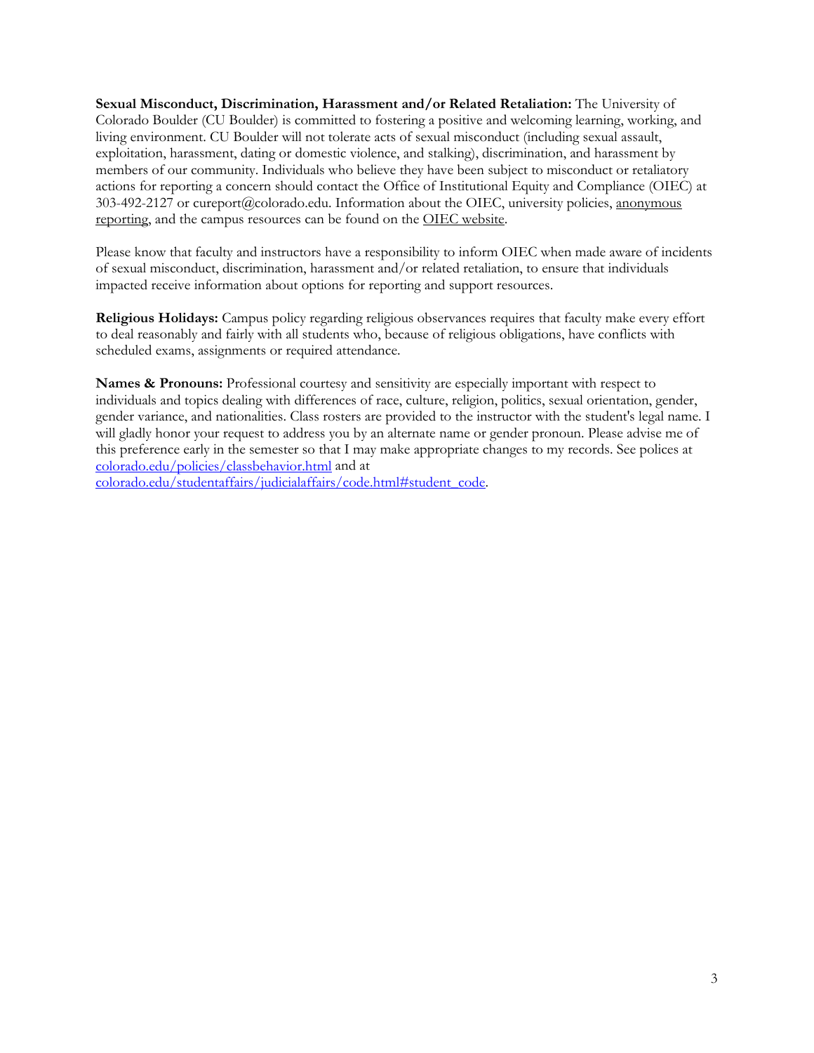**Sexual Misconduct, Discrimination, Harassment and/or Related Retaliation:** The University of Colorado Boulder (CU Boulder) is committed to fostering a positive and welcoming learning, working, and living environment. CU Boulder will not tolerate acts of sexual misconduct (including sexual assault, exploitation, harassment, dating or domestic violence, and stalking), discrimination, and harassment by members of our community. Individuals who believe they have been subject to misconduct or retaliatory actions for reporting a concern should contact the Office of Institutional Equity and Compliance (OIEC) at 303-492-2127 or cureport@colorado.edu. Information about the OIEC, university policies, anonymous reporting, and the campus resources can be found on the OIEC website.

Please know that faculty and instructors have a responsibility to inform OIEC when made aware of incidents of sexual misconduct, discrimination, harassment and/or related retaliation, to ensure that individuals impacted receive information about options for reporting and support resources.

**Religious Holidays:** Campus policy regarding religious observances requires that faculty make every effort to deal reasonably and fairly with all students who, because of religious obligations, have conflicts with scheduled exams, assignments or required attendance.

**Names & Pronouns:** Professional courtesy and sensitivity are especially important with respect to individuals and topics dealing with differences of race, culture, religion, politics, sexual orientation, gender, gender variance, and nationalities. Class rosters are provided to the instructor with the student's legal name. I will gladly honor your request to address you by an alternate name or gender pronoun. Please advise me of this preference early in the semester so that I may make appropriate changes to my records. See polices at colorado.edu/policies/classbehavior.html and at colorado.edu/studentaffairs/judicialaffairs/code.html#student_code.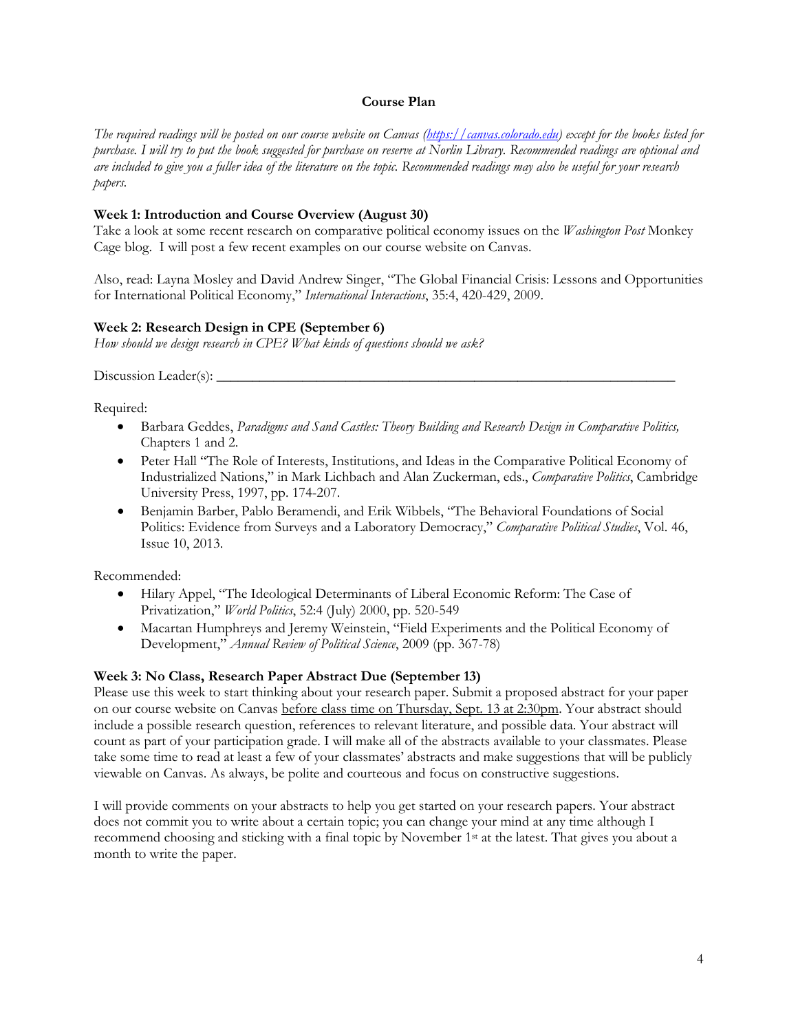**Course Plan**

*The required readings will be posted on our course website on Canvas ([https://canvas.colorado.edu](https://canvas.colorado.edu)) except for the books listed for purchase. I will try to put the book suggested for purchase on reserve at Norlin Library. Recommended readings are optional and are included to give you a fuller idea of the literature on the topic. Recommended readings may also be useful for your research papers.*

**Week 1: Introduction and Course Overview (August 30)**

Take a look at some recent research on comparative political economy issues on the *Washington Post* Monkey Cage blog. I will post a few recent examples on our course website on Canvas.

Also, read: Layna Mosley and David Andrew Singer, "The Global Financial Crisis: Lessons and Opportunities for International Political Economy," *International Interactions*, 35:4, 420-429, 2009.

**Week 2: Research Design in CPE (September 6)**

*How should we design research in CPE? What kinds of questions should we ask?*

Discussion Leader(s): ___________________________________________________________________

Required:

- Barbara Geddes, *Paradigms and Sand Castles: Theory Building and Research Design in Comparative Politics,* Chapters 1 and 2.
- Peter Hall "The Role of Interests, Institutions, and Ideas in the Comparative Political Economy of Industrialized Nations," in Mark Lichbach and Alan Zuckerman, eds., *Comparative Politics*, Cambridge University Press, 1997, pp. 174-207.
- Benjamin Barber, Pablo Beramendi, and Erik Wibbels, "The Behavioral Foundations of Social Politics: Evidence from Surveys and a Laboratory Democracy," *Comparative Political Studies*, Vol. 46, Issue 10, 2013.

Recommended:

- Hilary Appel, "The Ideological Determinants of Liberal Economic Reform: The Case of Privatization," *World Politics*, 52:4 (July) 2000, pp. 520-549
- Macartan Humphreys and Jeremy Weinstein, "Field Experiments and the Political Economy of Development," *Annual Review of Political Science*, 2009 (pp. 367-78)

**Week 3: No Class, Research Paper Abstract Due (September 13)**

Please use this week to start thinking about your research paper. Submit a proposed abstract for your paper on our course website on Canvas before class time on Thursday, Sept. 13 at 2:30pm. Your abstract should include a possible research question, references to relevant literature, and possible data. Your abstract will count as part of your participation grade. I will make all of the abstracts available to your classmates. Please take some time to read at least a few of your classmates' abstracts and make suggestions that will be publicly viewable on Canvas. As always, be polite and courteous and focus on constructive suggestions.

I will provide comments on your abstracts to help you get started on your research papers. Your abstract does not commit you to write about a certain topic; you can change your mind at any time although I recommend choosing and sticking with a final topic by November 1st at the latest. That gives you about a month to write the paper.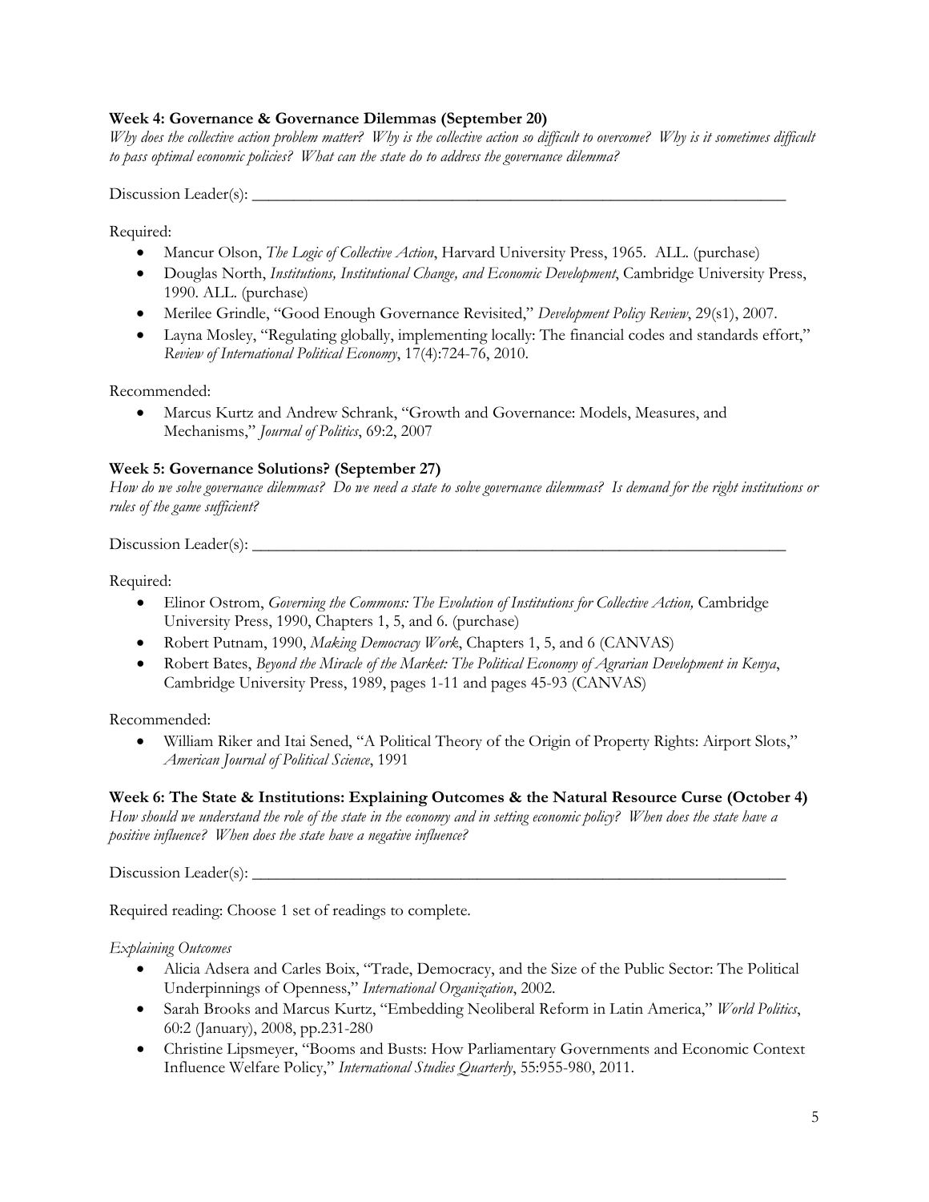**Week 4: Governance & Governance Dilemmas (September 20)**

*Why does the collective action problem matter? Why is the collective action so difficult to overcome? Why is it sometimes difficult to pass optimal economic policies? What can the state do to address the governance dilemma?*

Discussion Leader(s): ___________________________________________________________________

Required:

- Mancur Olson, *The Logic of Collective Action*, Harvard University Press, 1965. ALL. (purchase)
- Douglas North, *Institutions, Institutional Change, and Economic Development*, Cambridge University Press, 1990. ALL. (purchase)
- Merilee Grindle, "Good Enough Governance Revisited," *Development Policy Review*, 29(s1), 2007.
- Layna Mosley, "Regulating globally, implementing locally: The financial codes and standards effort," *Review of International Political Economy*, 17(4):724-76, 2010.

Recommended:

- Marcus Kurtz and Andrew Schrank, "Growth and Governance: Models, Measures, and Mechanisms," *Journal of Politics*, 69:2, 2007

**Week 5: Governance Solutions? (September 27)**

*How do we solve governance dilemmas? Do we need a state to solve governance dilemmas? Is demand for the right institutions or rules of the game sufficient?*

Discussion Leader(s): ___________________________________________________________________

Required:

- Elinor Ostrom, *Governing the Commons: The Evolution of Institutions for Collective Action,* Cambridge University Press, 1990, Chapters 1, 5, and 6. (purchase)
- Robert Putnam, 1990, *Making Democracy Work*, Chapters 1, 5, and 6 (CANVAS)
- Robert Bates, *Beyond the Miracle of the Market: The Political Economy of Agrarian Development in Kenya*, Cambridge University Press, 1989, pages 1-11 and pages 45-93 (CANVAS)

Recommended:

- William Riker and Itai Sened, "A Political Theory of the Origin of Property Rights: Airport Slots," *American Journal of Political Science*, 1991

**Week 6: The State & Institutions: Explaining Outcomes & the Natural Resource Curse (October 4)**

*How should we understand the role of the state in the economy and in setting economic policy? When does the state have a positive influence? When does the state have a negative influence?*

Discussion Leader(s): ___________________________________________________________________

Required reading: Choose 1 set of readings to complete.

*Explaining Outcomes*

- Alicia Adsera and Carles Boix, "Trade, Democracy, and the Size of the Public Sector: The Political Underpinnings of Openness," *International Organization*, 2002.
- Sarah Brooks and Marcus Kurtz, "Embedding Neoliberal Reform in Latin America," *World Politics*, 60:2 (January), 2008, pp.231-280
- Christine Lipsmeyer, "Booms and Busts: How Parliamentary Governments and Economic Context Influence Welfare Policy," *International Studies Quarterly*, 55:955-980, 2011.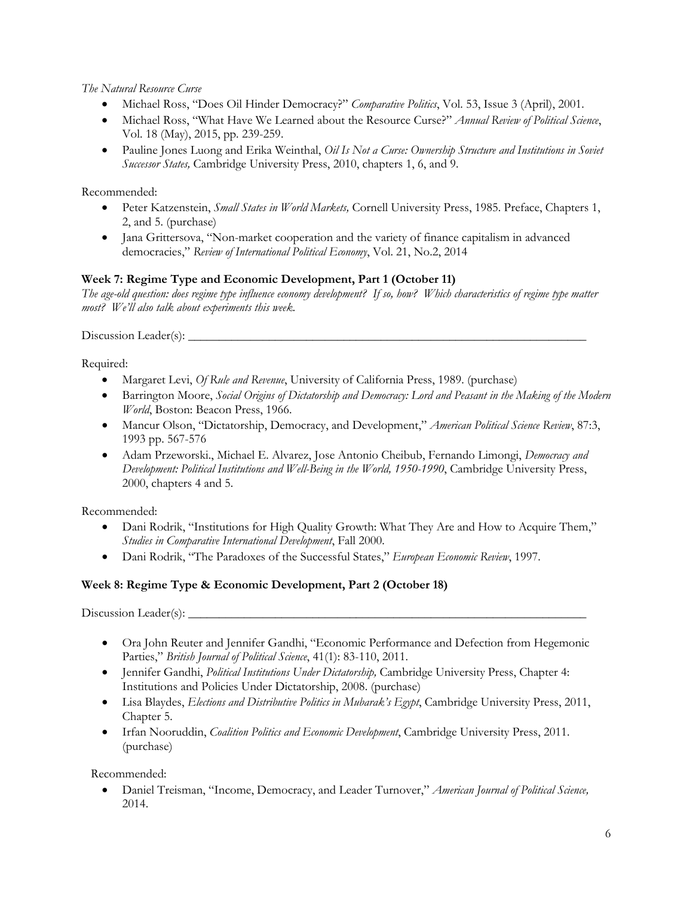*The Natural Resource Curse*

- Michael Ross, "Does Oil Hinder Democracy?" *Comparative Politics*, Vol. 53, Issue 3 (April), 2001.
- Michael Ross, "What Have We Learned about the Resource Curse?" *Annual Review of Political Science*, Vol. 18 (May), 2015, pp. 239-259.
- Pauline Jones Luong and Erika Weinthal, *Oil Is Not a Curse: Ownership Structure and Institutions in Soviet Successor States,* Cambridge University Press, 2010, chapters 1, 6, and 9.

Recommended:

- Peter Katzenstein, *Small States in World Markets,* Cornell University Press, 1985. Preface, Chapters 1, 2, and 5. (purchase)
- Jana Grittersova, "Non-market cooperation and the variety of finance capitalism in advanced democracies," *Review of International Political Economy*, Vol. 21, No.2, 2014

**Week 7: Regime Type and Economic Development, Part 1 (October 11)**

*The age-old question: does regime type influence economy development? If so, how? Which characteristics of regime type matter most? We'll also talk about experiments this week.*

Discussion Leader(s): ____________________________________________________________

Required:

- Margaret Levi, *Of Rule and Revenue*, University of California Press, 1989. (purchase)
- Barrington Moore, *Social Origins of Dictatorship and Democracy: Lord and Peasant in the Making of the Modern World*, Boston: Beacon Press, 1966.
- Mancur Olson, "Dictatorship, Democracy, and Development," *American Political Science Review*, 87:3, 1993 pp. 567-576
- Adam Przeworski., Michael E. Alvarez, Jose Antonio Cheibub, Fernando Limongi, *Democracy and Development: Political Institutions and Well-Being in the World, 1950-1990*, Cambridge University Press, 2000, chapters 4 and 5.

Recommended:

- Dani Rodrik, "Institutions for High Quality Growth: What They Are and How to Acquire Them," *Studies in Comparative International Development*, Fall 2000.
- Dani Rodrik, "The Paradoxes of the Successful States," *European Economic Review*, 1997.

**Week 8: Regime Type & Economic Development, Part 2 (October 18)**

Discussion Leader(s): ____________________________________________________________

- Ora John Reuter and Jennifer Gandhi, "Economic Performance and Defection from Hegemonic Parties," *British Journal of Political Science*, 41(1): 83-110, 2011.
- Jennifer Gandhi, *Political Institutions Under Dictatorship,* Cambridge University Press, Chapter 4: Institutions and Policies Under Dictatorship, 2008. (purchase)
- Lisa Blaydes, *Elections and Distributive Politics in Mubarak's Egypt*, Cambridge University Press, 2011, Chapter 5.
- Irfan Nooruddin, *Coalition Politics and Economic Development*, Cambridge University Press, 2011. (purchase)

Recommended:

- Daniel Treisman, "Income, Democracy, and Leader Turnover," *American Journal of Political Science,* 2014.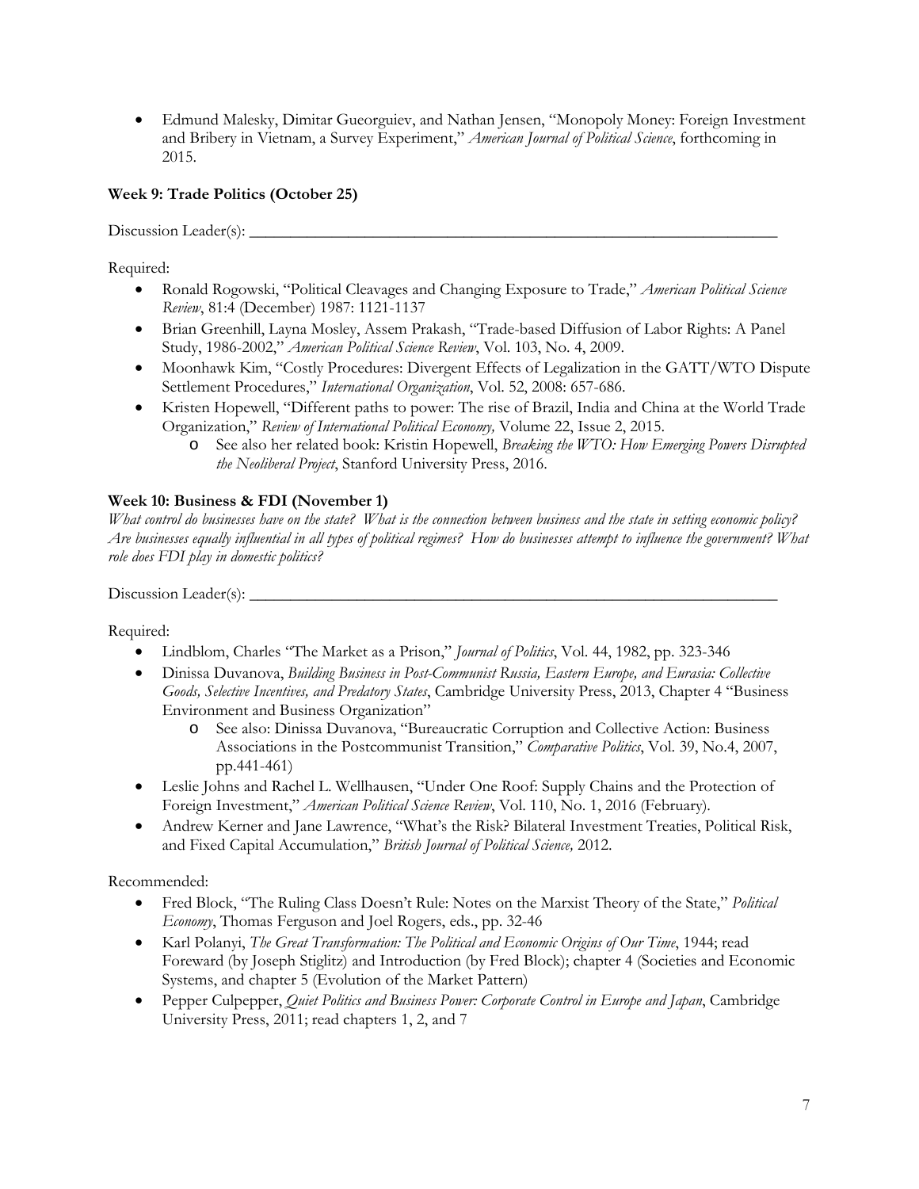- Edmund Malesky, Dimitar Gueorguiev, and Nathan Jensen, "Monopoly Money: Foreign Investment and Bribery in Vietnam, a Survey Experiment," *American Journal of Political Science*, forthcoming in 2015.

**Week 9: Trade Politics (October 25)**

Discussion Leader(s): ___________________________________________________________________

Required:

- Ronald Rogowski, "Political Cleavages and Changing Exposure to Trade," *American Political Science Review*, 81:4 (December) 1987: 1121-1137
- Brian Greenhill, Layna Mosley, Assem Prakash, "Trade-based Diffusion of Labor Rights: A Panel Study, 1986-2002," *American Political Science Review*, Vol. 103, No. 4, 2009.
- Moonhawk Kim, "Costly Procedures: Divergent Effects of Legalization in the GATT/WTO Dispute Settlement Procedures," *International Organization*, Vol. 52, 2008: 657-686.
- Kristen Hopewell, "Different paths to power: The rise of Brazil, India and China at the World Trade Organization," *Review of International Political Economy,* Volume 22, Issue 2, 2015.
  - See also her related book: Kristin Hopewell, *Breaking the WTO: How Emerging Powers Disrupted the Neoliberal Project*, Stanford University Press, 2016.

**Week 10: Business & FDI (November 1)**

*What control do businesses have on the state? What is the connection between business and the state in setting economic policy? Are businesses equally influential in all types of political regimes? How do businesses attempt to influence the government? What role does FDI play in domestic politics?*

Discussion Leader(s): ___________________________________________________________________

Required:

- Lindblom, Charles "The Market as a Prison," *Journal of Politics*, Vol. 44, 1982, pp. 323-346
- Dinissa Duvanova, *Building Business in Post-Communist Russia, Eastern Europe, and Eurasia: Collective Goods, Selective Incentives, and Predatory States*, Cambridge University Press, 2013, Chapter 4 "Business Environment and Business Organization"
  - See also: Dinissa Duvanova, "Bureaucratic Corruption and Collective Action: Business Associations in the Postcommunist Transition," *Comparative Politics*, Vol. 39, No.4, 2007, pp.441-461)
- Leslie Johns and Rachel L. Wellhausen, "Under One Roof: Supply Chains and the Protection of Foreign Investment," *American Political Science Review*, Vol. 110, No. 1, 2016 (February).
- Andrew Kerner and Jane Lawrence, "What's the Risk? Bilateral Investment Treaties, Political Risk, and Fixed Capital Accumulation," *British Journal of Political Science,* 2012.

Recommended:

- Fred Block, "The Ruling Class Doesn't Rule: Notes on the Marxist Theory of the State," *Political Economy*, Thomas Ferguson and Joel Rogers, eds., pp. 32-46
- Karl Polanyi, *The Great Transformation: The Political and Economic Origins of Our Time*, 1944; read Foreward (by Joseph Stiglitz) and Introduction (by Fred Block); chapter 4 (Societies and Economic Systems, and chapter 5 (Evolution of the Market Pattern)
- Pepper Culpepper, *Quiet Politics and Business Power: Corporate Control in Europe and Japan*, Cambridge University Press, 2011; read chapters 1, 2, and 7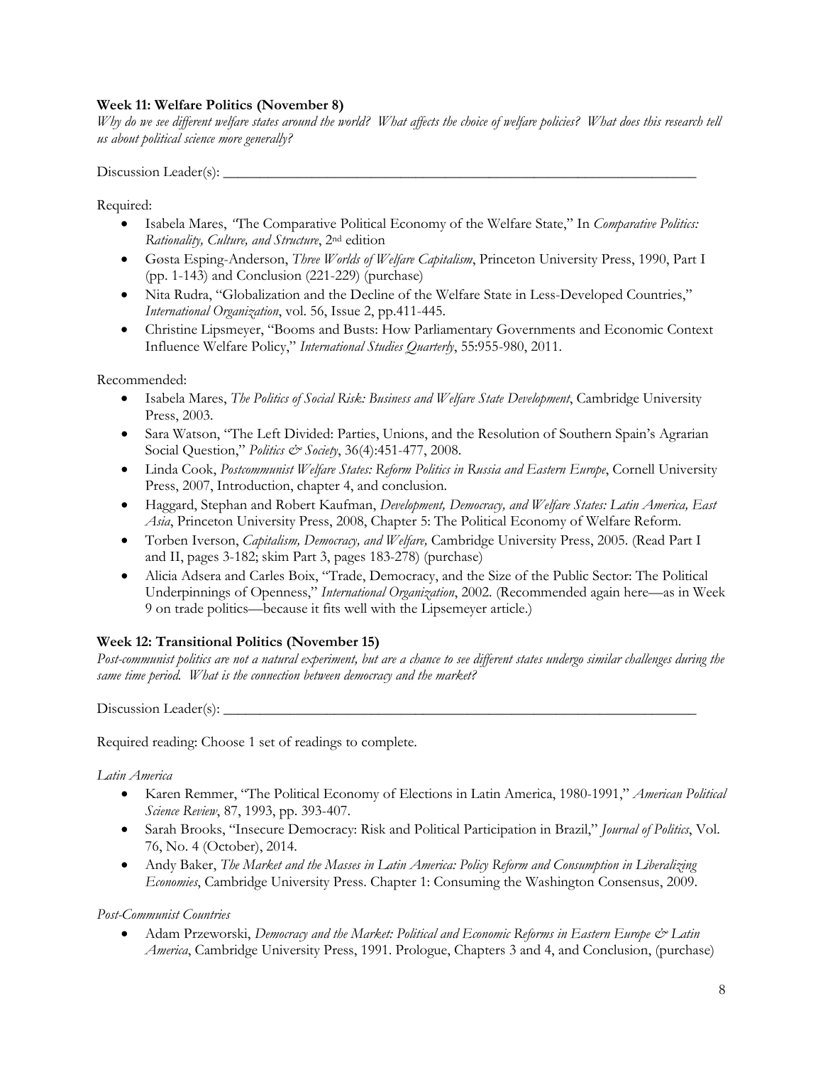**Week 11: Welfare Politics (November 8)**

*Why do we see different welfare states around the world? What affects the choice of welfare policies? What does this research tell us about political science more generally?*

Discussion Leader(s): ______________________________________________________________

Required:

- Isabela Mares, "The Comparative Political Economy of the Welfare State," In *Comparative Politics: Rationality, Culture, and Structure*, 2nd edition
- Gøsta Esping-Anderson, *Three Worlds of Welfare Capitalism*, Princeton University Press, 1990, Part I (pp. 1-143) and Conclusion (221-229) (purchase)
- Nita Rudra, "Globalization and the Decline of the Welfare State in Less-Developed Countries," *International Organization*, vol. 56, Issue 2, pp.411-445.
- Christine Lipsmeyer, "Booms and Busts: How Parliamentary Governments and Economic Context Influence Welfare Policy," *International Studies Quarterly*, 55:955-980, 2011.

Recommended:

- Isabela Mares, *The Politics of Social Risk: Business and Welfare State Development*, Cambridge University Press, 2003.
- Sara Watson, "The Left Divided: Parties, Unions, and the Resolution of Southern Spain's Agrarian Social Question," *Politics & Society*, 36(4):451-477, 2008.
- Linda Cook, *Postcommunist Welfare States: Reform Politics in Russia and Eastern Europe*, Cornell University Press, 2007, Introduction, chapter 4, and conclusion.
- Haggard, Stephan and Robert Kaufman, *Development, Democracy, and Welfare States: Latin America, East Asia*, Princeton University Press, 2008, Chapter 5: The Political Economy of Welfare Reform.
- Torben Iverson, *Capitalism, Democracy, and Welfare,* Cambridge University Press, 2005. (Read Part I and II, pages 3-182; skim Part 3, pages 183-278) (purchase)
- Alicia Adsera and Carles Boix, "Trade, Democracy, and the Size of the Public Sector: The Political Underpinnings of Openness," *International Organization*, 2002. (Recommended again here—as in Week 9 on trade politics—because it fits well with the Lipsemeyer article.)

**Week 12: Transitional Politics (November 15)**

*Post-communist politics are not a natural experiment, but are a chance to see different states undergo similar challenges during the same time period. What is the connection between democracy and the market?*

Discussion Leader(s): ______________________________________________________________

Required reading: Choose 1 set of readings to complete.

*Latin America*

- Karen Remmer, "The Political Economy of Elections in Latin America, 1980-1991," *American Political Science Review*, 87, 1993, pp. 393-407.
- Sarah Brooks, "Insecure Democracy: Risk and Political Participation in Brazil," *Journal of Politics*, Vol. 76, No. 4 (October), 2014.
- Andy Baker, *The Market and the Masses in Latin America: Policy Reform and Consumption in Liberalizing Economies*, Cambridge University Press. Chapter 1: Consuming the Washington Consensus, 2009.

*Post-Communist Countries*

- Adam Przeworski, *Democracy and the Market: Political and Economic Reforms in Eastern Europe & Latin America*, Cambridge University Press, 1991. Prologue, Chapters 3 and 4, and Conclusion, (purchase)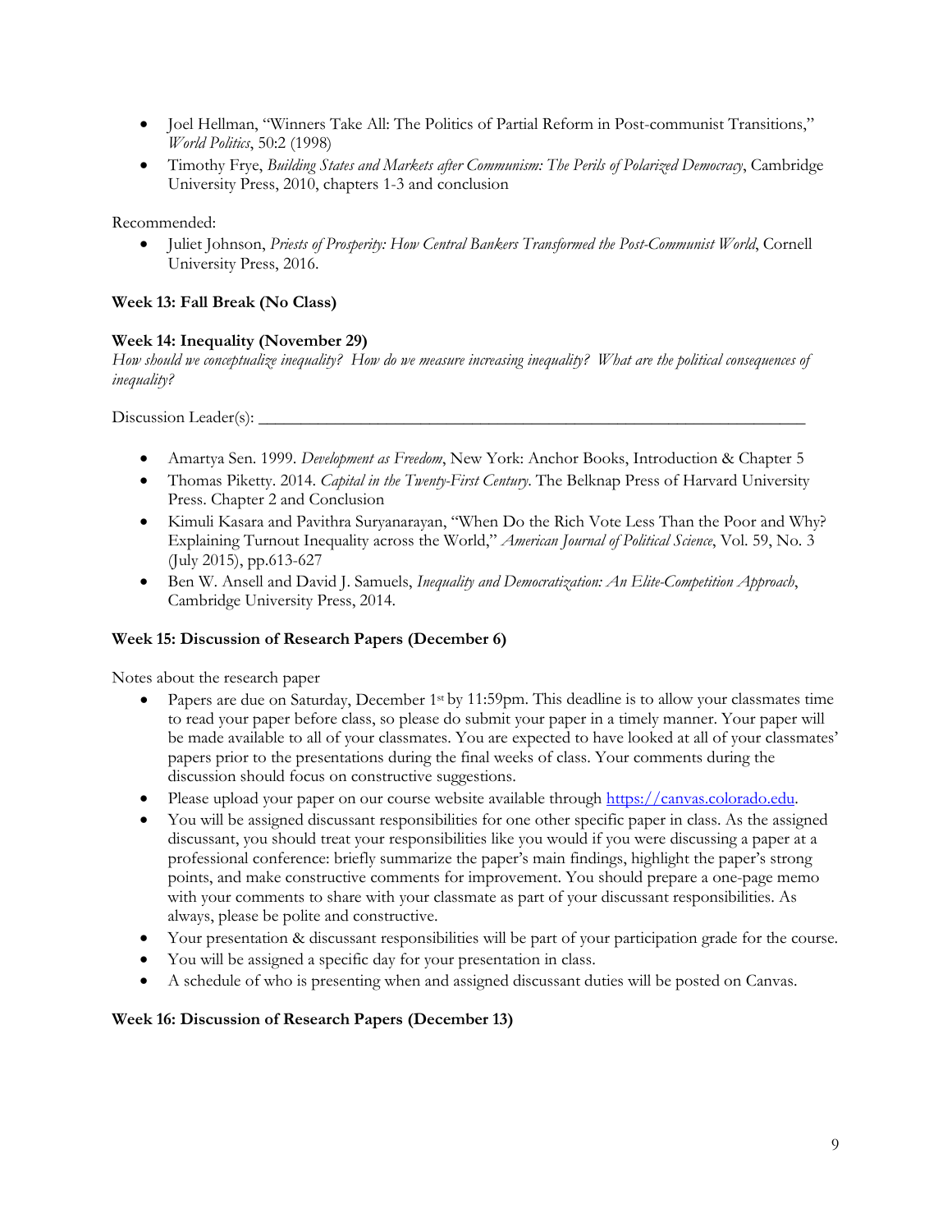- Joel Hellman, "Winners Take All: The Politics of Partial Reform in Post-communist Transitions," *World Politics*, 50:2 (1998)
- Timothy Frye, *Building States and Markets after Communism: The Perils of Polarized Democracy*, Cambridge University Press, 2010, chapters 1-3 and conclusion

Recommended:

- Juliet Johnson, *Priests of Prosperity: How Central Bankers Transformed the Post-Communist World*, Cornell University Press, 2016.

**Week 13: Fall Break (No Class)**

**Week 14: Inequality (November 29)**

*How should we conceptualize inequality? How do we measure increasing inequality? What are the political consequences of inequality?*

Discussion Leader(s): ___________________________________________________________________

- Amartya Sen. 1999. *Development as Freedom*, New York: Anchor Books, Introduction & Chapter 5
- Thomas Piketty. 2014. *Capital in the Twenty-First Century*. The Belknap Press of Harvard University Press. Chapter 2 and Conclusion
- Kimuli Kasara and Pavithra Suryanarayan, "When Do the Rich Vote Less Than the Poor and Why? Explaining Turnout Inequality across the World," *American Journal of Political Science*, Vol. 59, No. 3 (July 2015), pp.613-627
- Ben W. Ansell and David J. Samuels, *Inequality and Democratization: An Elite-Competition Approach*, Cambridge University Press, 2014.

**Week 15: Discussion of Research Papers (December 6)**

Notes about the research paper

- Papers are due on Saturday, December 1st by 11:59pm. This deadline is to allow your classmates time to read your paper before class, so please do submit your paper in a timely manner. Your paper will be made available to all of your classmates. You are expected to have looked at all of your classmates' papers prior to the presentations during the final weeks of class. Your comments during the discussion should focus on constructive suggestions.
- Please upload your paper on our course website available through https://canvas.colorado.edu.
- You will be assigned discussant responsibilities for one other specific paper in class. As the assigned discussant, you should treat your responsibilities like you would if you were discussing a paper at a professional conference: briefly summarize the paper's main findings, highlight the paper's strong points, and make constructive comments for improvement. You should prepare a one-page memo with your comments to share with your classmate as part of your discussant responsibilities. As always, please be polite and constructive.
- Your presentation & discussant responsibilities will be part of your participation grade for the course.
- You will be assigned a specific day for your presentation in class.
- A schedule of who is presenting when and assigned discussant duties will be posted on Canvas.

**Week 16: Discussion of Research Papers (December 13)**